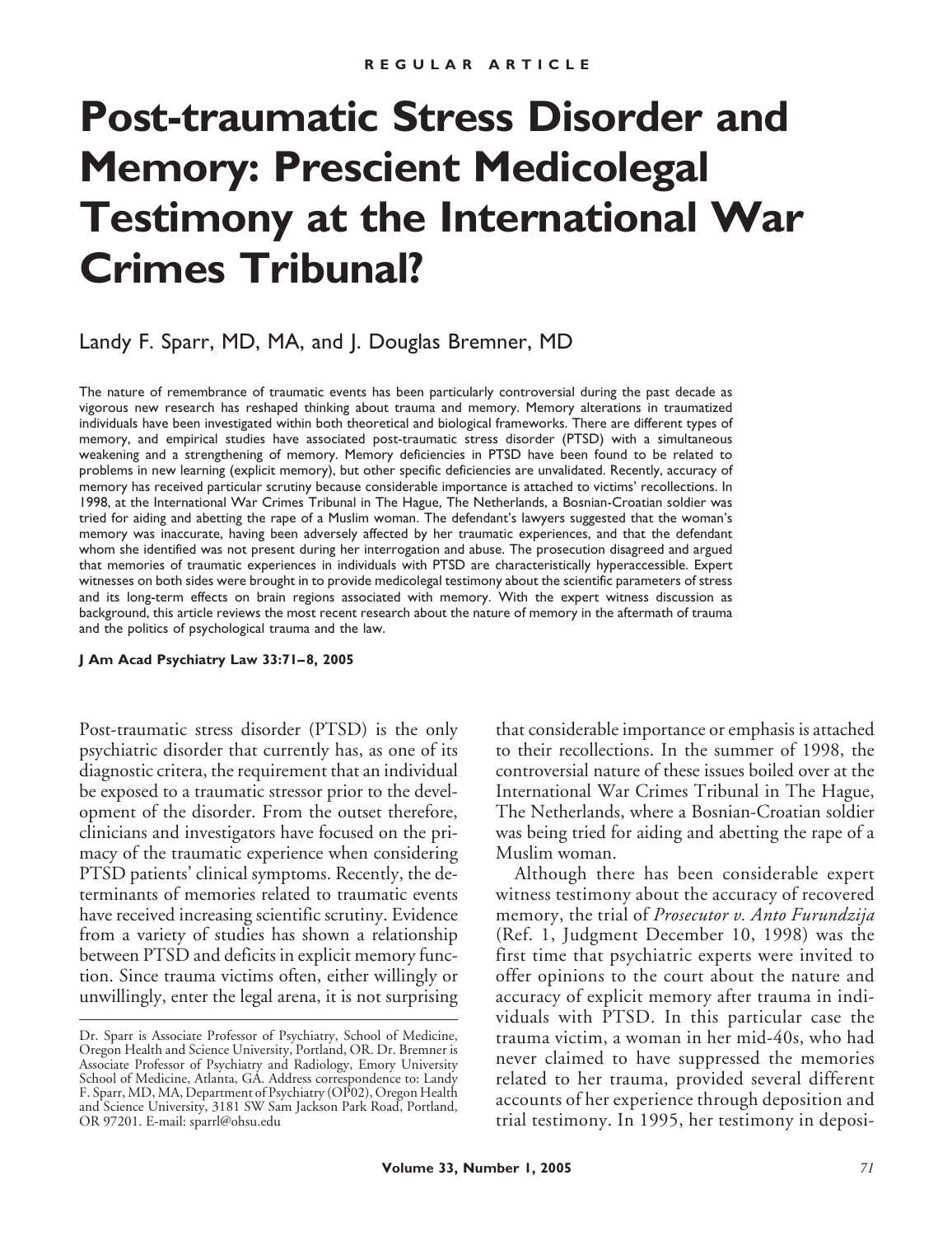REGULAR ARTICLE

# Post-traumatic Stress Disorder and Memory: Prescient Medicolegal Testimony at the International War Crimes Tribunal?

Landy F. Sparr, MD, MA, and J. Douglas Bremner, MD

The nature of remembrance of traumatic events has been particularly controversial during the past decade as vigorous new research has reshaped thinking about trauma and memory. Memory alterations in traumatized individuals have been investigated within both theoretical and biological frameworks. There are different types of memory, and empirical studies have associated post-traumatic stress disorder (PTSD) with a simultaneous weakening and a strengthening of memory. Memory deficiencies in PTSD have been found to be related to problems in new learning (explicit memory), but other specific deficiencies are unvalidated. Recently, accuracy of memory has received particular scrutiny because considerable importance is attached to victims' recollections. In 1998, at the International War Crimes Tribunal in The Hague, The Netherlands, a Bosnian-Croatian soldier was tried for aiding and abetting the rape of a Muslim woman. The defendant's lawyers suggested that the woman's memory was inaccurate, having been adversely affected by her traumatic experiences, and that the defendant whom she identified was not present during her interrogation and abuse. The prosecution disagreed and argued that memories of traumatic experiences in individuals with PTSD are characteristically hyperaccessible. Expert witnesses on both sides were brought in to provide medicolegal testimony about the scientific parameters of stress and its long-term effects on brain regions associated with memory. With the expert witness discussion as background, this article reviews the most recent research about the nature of memory in the aftermath of trauma and the politics of psychological trauma and the law.

**J Am Acad Psychiatry Law 33:71–8, 2005**

Post-traumatic stress disorder (PTSD) is the only psychiatric disorder that currently has, as one of its diagnostic critera, the requirement that an individual be exposed to a traumatic stressor prior to the development of the disorder. From the outset therefore, clinicians and investigators have focused on the primacy of the traumatic experience when considering PTSD patients' clinical symptoms. Recently, the determinants of memories related to traumatic events have received increasing scientific scrutiny. Evidence from a variety of studies has shown a relationship between PTSD and deficits in explicit memory function. Since trauma victims often, either willingly or unwillingly, enter the legal arena, it is not surprising that considerable importance or emphasis is attached to their recollections. In the summer of 1998, the controversial nature of these issues boiled over at the International War Crimes Tribunal in The Hague, The Netherlands, where a Bosnian-Croatian soldier was being tried for aiding and abetting the rape of a Muslim woman.

Although there has been considerable expert witness testimony about the accuracy of recovered memory, the trial of *Prosecutor v. Anto Furundzija* (Ref. 1, Judgment December 10, 1998) was the first time that psychiatric experts were invited to offer opinions to the court about the nature and accuracy of explicit memory after trauma in individuals with PTSD. In this particular case the trauma victim, a woman in her mid-40s, who had never claimed to have suppressed the memories related to her trauma, provided several different accounts of her experience through deposition and trial testimony. In 1995, her testimony in deposi-

Dr. Sparr is Associate Professor of Psychiatry, School of Medicine, Oregon Health and Science University, Portland, OR. Dr. Bremner is Associate Professor of Psychiatry and Radiology, Emory University School of Medicine, Atlanta, GA. Address correspondence to: Landy F. Sparr, MD, MA, Department of Psychiatry (OP02), Oregon Health and Science University, 3181 SW Sam Jackson Park Road, Portland, OR 97201. E-mail: sparrl@ohsu.edu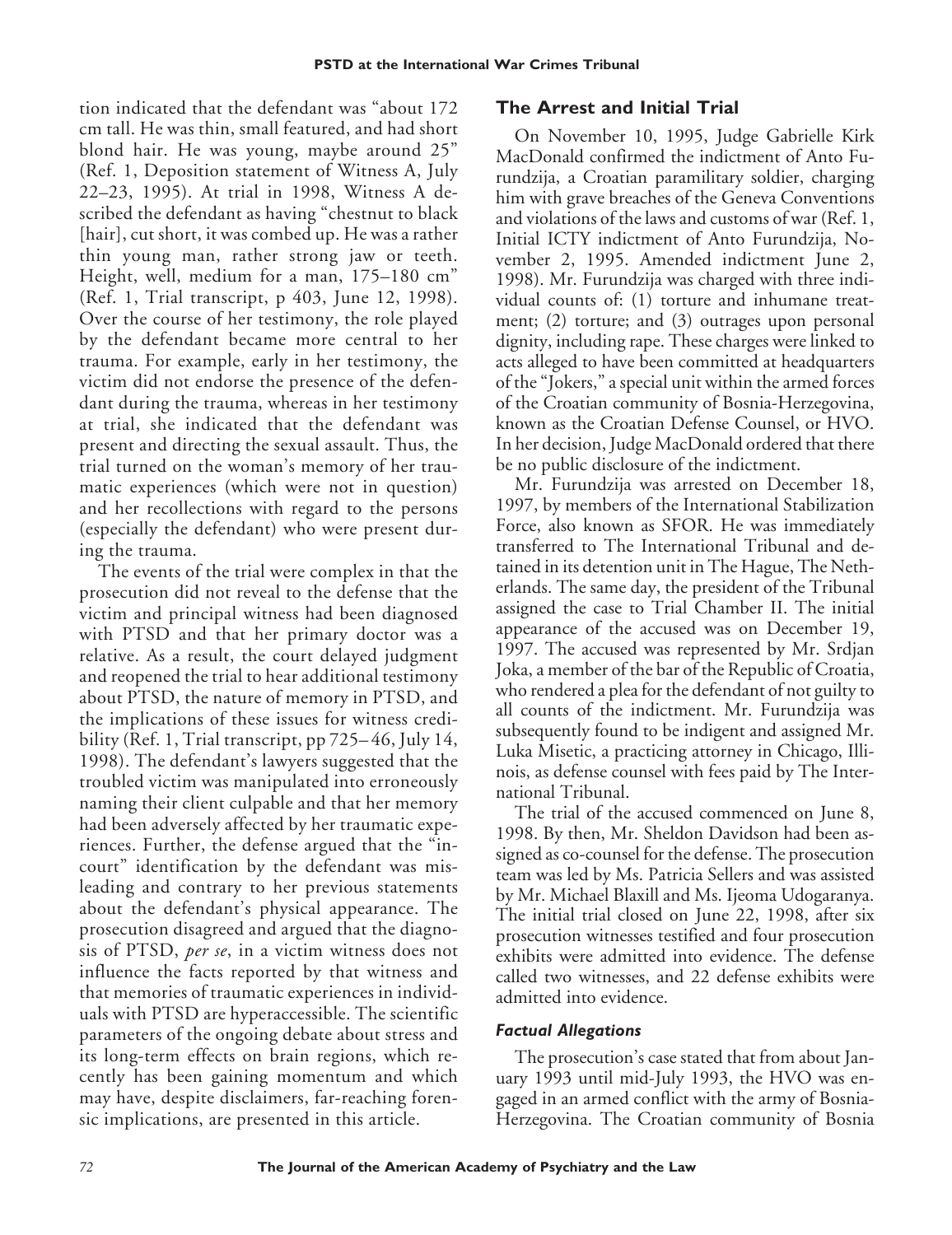tion indicated that the defendant was "about 172 cm tall. He was thin, small featured, and had short blond hair. He was young, maybe around 25" (Ref. 1, Deposition statement of Witness A, July 22–23, 1995). At trial in 1998, Witness A described the defendant as having "chestnut to black [hair], cut short, it was combed up. He was a rather thin young man, rather strong jaw or teeth. Height, well, medium for a man, 175–180 cm" (Ref. 1, Trial transcript, p 403, June 12, 1998). Over the course of her testimony, the role played by the defendant became more central to her trauma. For example, early in her testimony, the victim did not endorse the presence of the defendant during the trauma, whereas in her testimony at trial, she indicated that the defendant was present and directing the sexual assault. Thus, the trial turned on the woman's memory of her traumatic experiences (which were not in question) and her recollections with regard to the persons (especially the defendant) who were present during the trauma.

The events of the trial were complex in that the prosecution did not reveal to the defense that the victim and principal witness had been diagnosed with PTSD and that her primary doctor was a relative. As a result, the court delayed judgment and reopened the trial to hear additional testimony about PTSD, the nature of memory in PTSD, and the implications of these issues for witness credibility (Ref. 1, Trial transcript, pp 725–46, July 14, 1998). The defendant's lawyers suggested that the troubled victim was manipulated into erroneously naming their client culpable and that her memory had been adversely affected by her traumatic experiences. Further, the defense argued that the "in-court" identification by the defendant was misleading and contrary to her previous statements about the defendant's physical appearance. The prosecution disagreed and argued that the diagnosis of PTSD, *per se*, in a victim witness does not influence the facts reported by that witness and that memories of traumatic experiences in individuals with PTSD are hyperaccessible. The scientific parameters of the ongoing debate about stress and its long-term effects on brain regions, which recently has been gaining momentum and which may have, despite disclaimers, far-reaching forensic implications, are presented in this article.

## The Arrest and Initial Trial

On November 10, 1995, Judge Gabrielle Kirk MacDonald confirmed the indictment of Anto Furundzija, a Croatian paramilitary soldier, charging him with grave breaches of the Geneva Conventions and violations of the laws and customs of war (Ref. 1, Initial ICTY indictment of Anto Furundzija, November 2, 1995. Amended indictment June 2, 1998). Mr. Furundzija was charged with three individual counts of: (1) torture and inhumane treatment; (2) torture; and (3) outrages upon personal dignity, including rape. These charges were linked to acts alleged to have been committed at headquarters of the "Jokers," a special unit within the armed forces of the Croatian community of Bosnia-Herzegovina, known as the Croatian Defense Counsel, or HVO. In her decision, Judge MacDonald ordered that there be no public disclosure of the indictment.

Mr. Furundzija was arrested on December 18, 1997, by members of the International Stabilization Force, also known as SFOR. He was immediately transferred to The International Tribunal and detained in its detention unit in The Hague, The Netherlands. The same day, the president of the Tribunal assigned the case to Trial Chamber II. The initial appearance of the accused was on December 19, 1997. The accused was represented by Mr. Srdjan Joka, a member of the bar of the Republic of Croatia, who rendered a plea for the defendant of not guilty to all counts of the indictment. Mr. Furundzija was subsequently found to be indigent and assigned Mr. Luka Misetic, a practicing attorney in Chicago, Illinois, as defense counsel with fees paid by The International Tribunal.

The trial of the accused commenced on June 8, 1998. By then, Mr. Sheldon Davidson had been assigned as co-counsel for the defense. The prosecution team was led by Ms. Patricia Sellers and was assisted by Mr. Michael Blaxill and Ms. Ijeoma Udogaranya. The initial trial closed on June 22, 1998, after six prosecution witnesses testified and four prosecution exhibits were admitted into evidence. The defense called two witnesses, and 22 defense exhibits were admitted into evidence.

### *Factual Allegations*

The prosecution's case stated that from about January 1993 until mid-July 1993, the HVO was engaged in an armed conflict with the army of Bosnia-Herzegovina. The Croatian community of Bosnia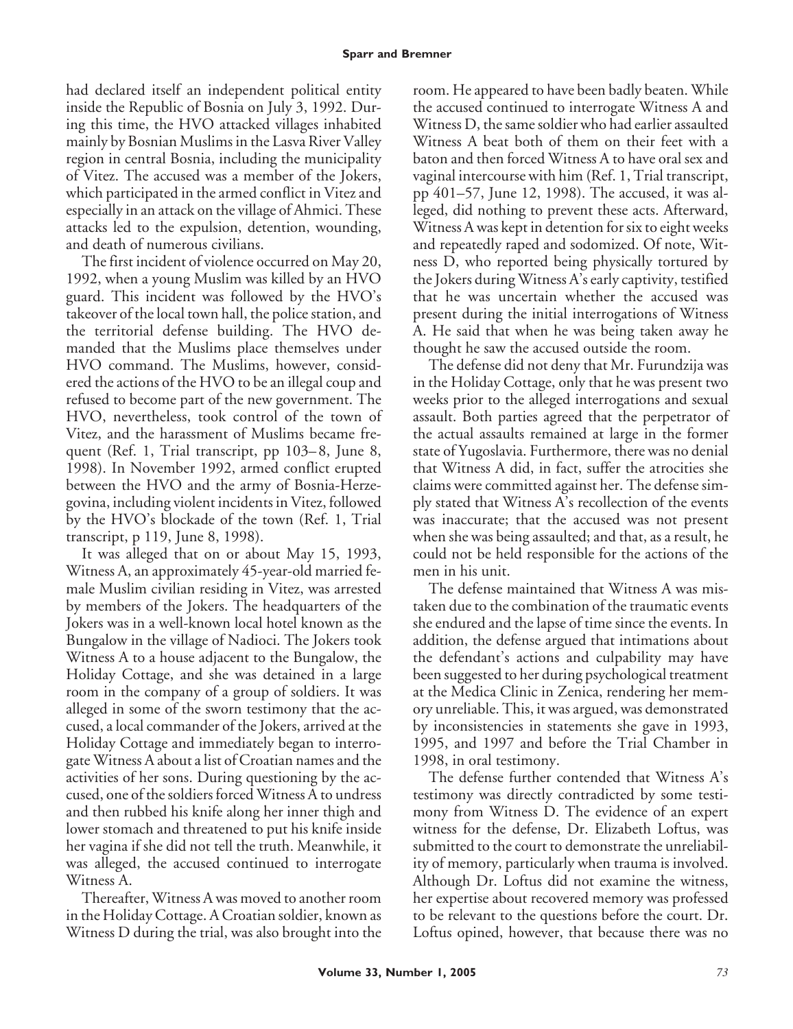had declared itself an independent political entity inside the Republic of Bosnia on July 3, 1992. During this time, the HVO attacked villages inhabited mainly by Bosnian Muslims in the Lasva River Valley region in central Bosnia, including the municipality of Vitez. The accused was a member of the Jokers, which participated in the armed conflict in Vitez and especially in an attack on the village of Ahmici. These attacks led to the expulsion, detention, wounding, and death of numerous civilians.

The first incident of violence occurred on May 20, 1992, when a young Muslim was killed by an HVO guard. This incident was followed by the HVO's takeover of the local town hall, the police station, and the territorial defense building. The HVO demanded that the Muslims place themselves under HVO command. The Muslims, however, considered the actions of the HVO to be an illegal coup and refused to become part of the new government. The HVO, nevertheless, took control of the town of Vitez, and the harassment of Muslims became frequent (Ref. 1, Trial transcript, pp 103–8, June 8, 1998). In November 1992, armed conflict erupted between the HVO and the army of Bosnia-Herzegovina, including violent incidents in Vitez, followed by the HVO's blockade of the town (Ref. 1, Trial transcript, p 119, June 8, 1998).

It was alleged that on or about May 15, 1993, Witness A, an approximately 45-year-old married female Muslim civilian residing in Vitez, was arrested by members of the Jokers. The headquarters of the Jokers was in a well-known local hotel known as the Bungalow in the village of Nadioci. The Jokers took Witness A to a house adjacent to the Bungalow, the Holiday Cottage, and she was detained in a large room in the company of a group of soldiers. It was alleged in some of the sworn testimony that the accused, a local commander of the Jokers, arrived at the Holiday Cottage and immediately began to interrogate Witness A about a list of Croatian names and the activities of her sons. During questioning by the accused, one of the soldiers forced Witness A to undress and then rubbed his knife along her inner thigh and lower stomach and threatened to put his knife inside her vagina if she did not tell the truth. Meanwhile, it was alleged, the accused continued to interrogate Witness A.

Thereafter, Witness A was moved to another room in the Holiday Cottage. A Croatian soldier, known as Witness D during the trial, was also brought into the room. He appeared to have been badly beaten. While the accused continued to interrogate Witness A and Witness D, the same soldier who had earlier assaulted Witness A beat both of them on their feet with a baton and then forced Witness A to have oral sex and vaginal intercourse with him (Ref. 1, Trial transcript, pp 401–57, June 12, 1998). The accused, it was alleged, did nothing to prevent these acts. Afterward, Witness A was kept in detention for six to eight weeks and repeatedly raped and sodomized. Of note, Witness D, who reported being physically tortured by the Jokers during Witness A's early captivity, testified that he was uncertain whether the accused was present during the initial interrogations of Witness A. He said that when he was being taken away he thought he saw the accused outside the room.

The defense did not deny that Mr. Furundzija was in the Holiday Cottage, only that he was present two weeks prior to the alleged interrogations and sexual assault. Both parties agreed that the perpetrator of the actual assaults remained at large in the former state of Yugoslavia. Furthermore, there was no denial that Witness A did, in fact, suffer the atrocities she claims were committed against her. The defense simply stated that Witness A's recollection of the events was inaccurate; that the accused was not present when she was being assaulted; and that, as a result, he could not be held responsible for the actions of the men in his unit.

The defense maintained that Witness A was mistaken due to the combination of the traumatic events she endured and the lapse of time since the events. In addition, the defense argued that intimations about the defendant's actions and culpability may have been suggested to her during psychological treatment at the Medica Clinic in Zenica, rendering her memory unreliable. This, it was argued, was demonstrated by inconsistencies in statements she gave in 1993, 1995, and 1997 and before the Trial Chamber in 1998, in oral testimony.

The defense further contended that Witness A's testimony was directly contradicted by some testimony from Witness D. The evidence of an expert witness for the defense, Dr. Elizabeth Loftus, was submitted to the court to demonstrate the unreliability of memory, particularly when trauma is involved. Although Dr. Loftus did not examine the witness, her expertise about recovered memory was professed to be relevant to the questions before the court. Dr. Loftus opined, however, that because there was no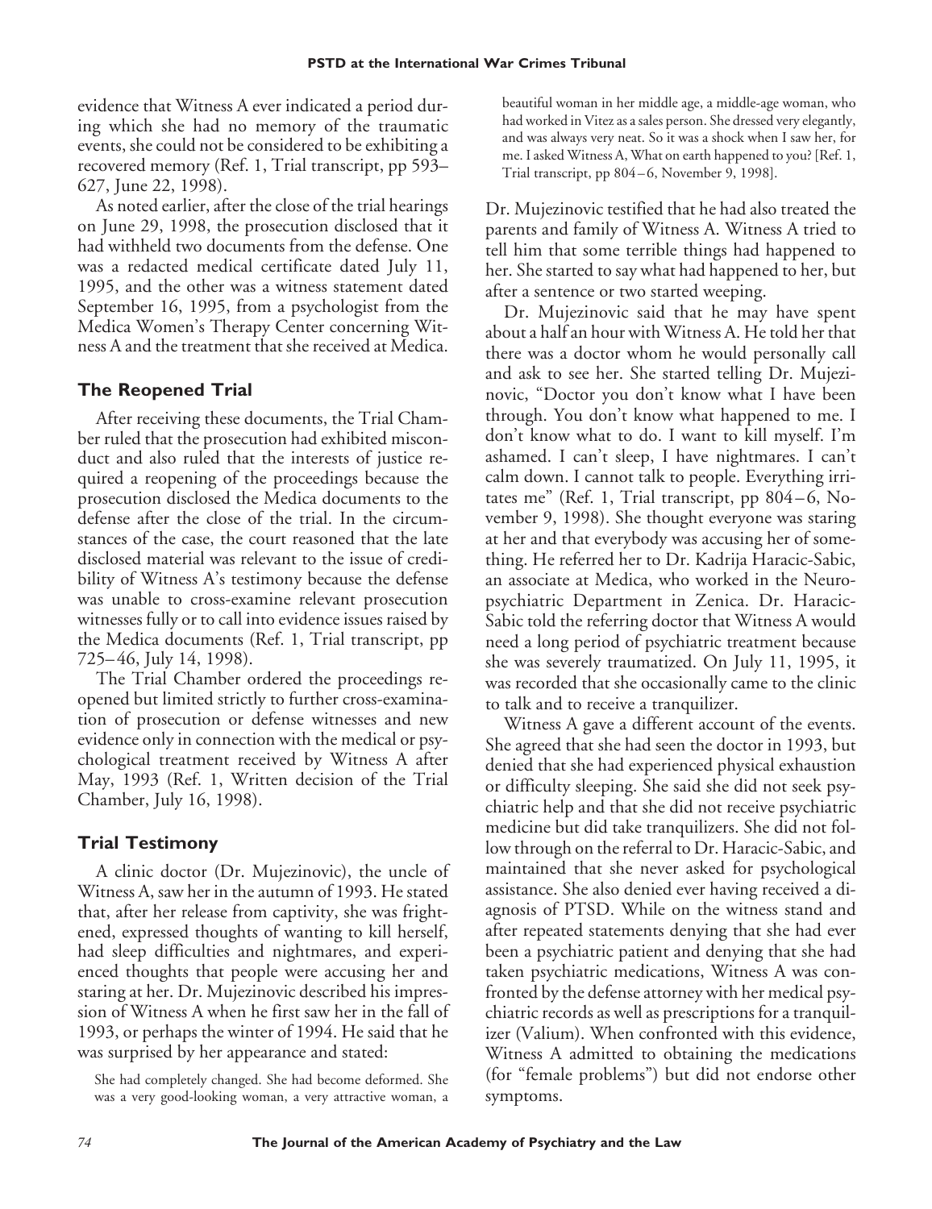evidence that Witness A ever indicated a period during which she had no memory of the traumatic events, she could not be considered to be exhibiting a recovered memory (Ref. 1, Trial transcript, pp 593–627, June 22, 1998).

As noted earlier, after the close of the trial hearings on June 29, 1998, the prosecution disclosed that it had withheld two documents from the defense. One was a redacted medical certificate dated July 11, 1995, and the other was a witness statement dated September 16, 1995, from a psychologist from the Medica Women's Therapy Center concerning Witness A and the treatment that she received at Medica.

## The Reopened Trial

After receiving these documents, the Trial Chamber ruled that the prosecution had exhibited misconduct and also ruled that the interests of justice required a reopening of the proceedings because the prosecution disclosed the Medica documents to the defense after the close of the trial. In the circumstances of the case, the court reasoned that the late disclosed material was relevant to the issue of credibility of Witness A's testimony because the defense was unable to cross-examine relevant prosecution witnesses fully or to call into evidence issues raised by the Medica documents (Ref. 1, Trial transcript, pp 725–46, July 14, 1998).

The Trial Chamber ordered the proceedings reopened but limited strictly to further cross-examination of prosecution or defense witnesses and new evidence only in connection with the medical or psychological treatment received by Witness A after May, 1993 (Ref. 1, Written decision of the Trial Chamber, July 16, 1998).

## Trial Testimony

A clinic doctor (Dr. Mujezinovic), the uncle of Witness A, saw her in the autumn of 1993. He stated that, after her release from captivity, she was frightened, expressed thoughts of wanting to kill herself, had sleep difficulties and nightmares, and experienced thoughts that people were accusing her and staring at her. Dr. Mujezinovic described his impression of Witness A when he first saw her in the fall of 1993, or perhaps the winter of 1994. He said that he was surprised by her appearance and stated:

> She had completely changed. She had become deformed. She was a very good-looking woman, a very attractive woman, a beautiful woman in her middle age, a middle-age woman, who had worked in Vitez as a sales person. She dressed very elegantly, and was always very neat. So it was a shock when I saw her, for me. I asked Witness A, What on earth happened to you? [Ref. 1, Trial transcript, pp 804–6, November 9, 1998].

Dr. Mujezinovic testified that he had also treated the parents and family of Witness A. Witness A tried to tell him that some terrible things had happened to her. She started to say what had happened to her, but after a sentence or two started weeping.

Dr. Mujezinovic said that he may have spent about a half an hour with Witness A. He told her that there was a doctor whom he would personally call and ask to see her. She started telling Dr. Mujezinovic, "Doctor you don't know what I have been through. You don't know what happened to me. I don't know what to do. I want to kill myself. I'm ashamed. I can't sleep, I have nightmares. I can't calm down. I cannot talk to people. Everything irritates me" (Ref. 1, Trial transcript, pp 804–6, November 9, 1998). She thought everyone was staring at her and that everybody was accusing her of something. He referred her to Dr. Kadrija Haracic-Sabic, an associate at Medica, who worked in the Neuropsychiatric Department in Zenica. Dr. Haracic-Sabic told the referring doctor that Witness A would need a long period of psychiatric treatment because she was severely traumatized. On July 11, 1995, it was recorded that she occasionally came to the clinic to talk and to receive a tranquilizer.

Witness A gave a different account of the events. She agreed that she had seen the doctor in 1993, but denied that she had experienced physical exhaustion or difficulty sleeping. She said she did not seek psychiatric help and that she did not receive psychiatric medicine but did take tranquilizers. She did not follow through on the referral to Dr. Haracic-Sabic, and maintained that she never asked for psychological assistance. She also denied ever having received a diagnosis of PTSD. While on the witness stand and after repeated statements denying that she had ever been a psychiatric patient and denying that she had taken psychiatric medications, Witness A was confronted by the defense attorney with her medical psychiatric records as well as prescriptions for a tranquilizer (Valium). When confronted with this evidence, Witness A admitted to obtaining the medications (for "female problems") but did not endorse other symptoms.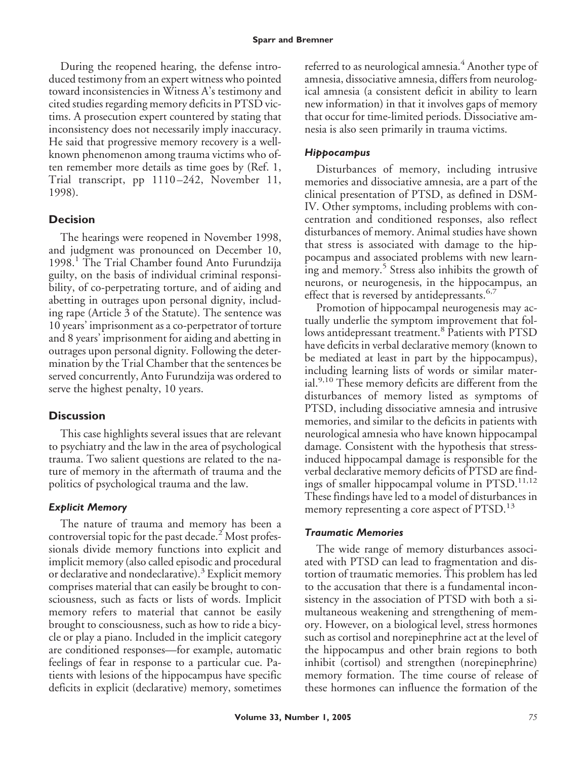During the reopened hearing, the defense introduced testimony from an expert witness who pointed toward inconsistencies in Witness A's testimony and cited studies regarding memory deficits in PTSD victims. A prosecution expert countered by stating that inconsistency does not necessarily imply inaccuracy. He said that progressive memory recovery is a well-known phenomenon among trauma victims who often remember more details as time goes by (Ref. 1, Trial transcript, pp 1110–242, November 11, 1998).

## Decision

The hearings were reopened in November 1998, and judgment was pronounced on December 10, 1998.[1] The Trial Chamber found Anto Furundzija guilty, on the basis of individual criminal responsibility, of co-perpetrating torture, and of aiding and abetting in outrages upon personal dignity, including rape (Article 3 of the Statute). The sentence was 10 years' imprisonment as a co-perpetrator of torture and 8 years' imprisonment for aiding and abetting in outrages upon personal dignity. Following the determination by the Trial Chamber that the sentences be served concurrently, Anto Furundzija was ordered to serve the highest penalty, 10 years.

## Discussion

This case highlights several issues that are relevant to psychiatry and the law in the area of psychological trauma. Two salient questions are related to the nature of memory in the aftermath of trauma and the politics of psychological trauma and the law.

### *Explicit Memory*

The nature of trauma and memory has been a controversial topic for the past decade.[2] Most professionals divide memory functions into explicit and implicit memory (also called episodic and procedural or declarative and nondeclarative).[3] Explicit memory comprises material that can easily be brought to consciousness, such as facts or lists of words. Implicit memory refers to material that cannot be easily brought to consciousness, such as how to ride a bicycle or play a piano. Included in the implicit category are conditioned responses—for example, automatic feelings of fear in response to a particular cue. Patients with lesions of the hippocampus have specific deficits in explicit (declarative) memory, sometimes referred to as neurological amnesia.[4] Another type of amnesia, dissociative amnesia, differs from neurological amnesia (a consistent deficit in ability to learn new information) in that it involves gaps of memory that occur for time-limited periods. Dissociative amnesia is also seen primarily in trauma victims.

### *Hippocampus*

Disturbances of memory, including intrusive memories and dissociative amnesia, are a part of the clinical presentation of PTSD, as defined in DSM-IV. Other symptoms, including problems with concentration and conditioned responses, also reflect disturbances of memory. Animal studies have shown that stress is associated with damage to the hippocampus and associated problems with new learning and memory.[5] Stress also inhibits the growth of neurons, or neurogenesis, in the hippocampus, an effect that is reversed by antidepressants.[6,7]

Promotion of hippocampal neurogenesis may actually underlie the symptom improvement that follows antidepressant treatment.[8] Patients with PTSD have deficits in verbal declarative memory (known to be mediated at least in part by the hippocampus), including learning lists of words or similar material.[9,10] These memory deficits are different from the disturbances of memory listed as symptoms of PTSD, including dissociative amnesia and intrusive memories, and similar to the deficits in patients with neurological amnesia who have known hippocampal damage. Consistent with the hypothesis that stress-induced hippocampal damage is responsible for the verbal declarative memory deficits of PTSD are findings of smaller hippocampal volume in PTSD.[11,12] These findings have led to a model of disturbances in memory representing a core aspect of PTSD.[13]

### *Traumatic Memories*

The wide range of memory disturbances associated with PTSD can lead to fragmentation and distortion of traumatic memories. This problem has led to the accusation that there is a fundamental inconsistency in the association of PTSD with both a simultaneous weakening and strengthening of memory. However, on a biological level, stress hormones such as cortisol and norepinephrine act at the level of the hippocampus and other brain regions to both inhibit (cortisol) and strengthen (norepinephrine) memory formation. The time course of release of these hormones can influence the formation of the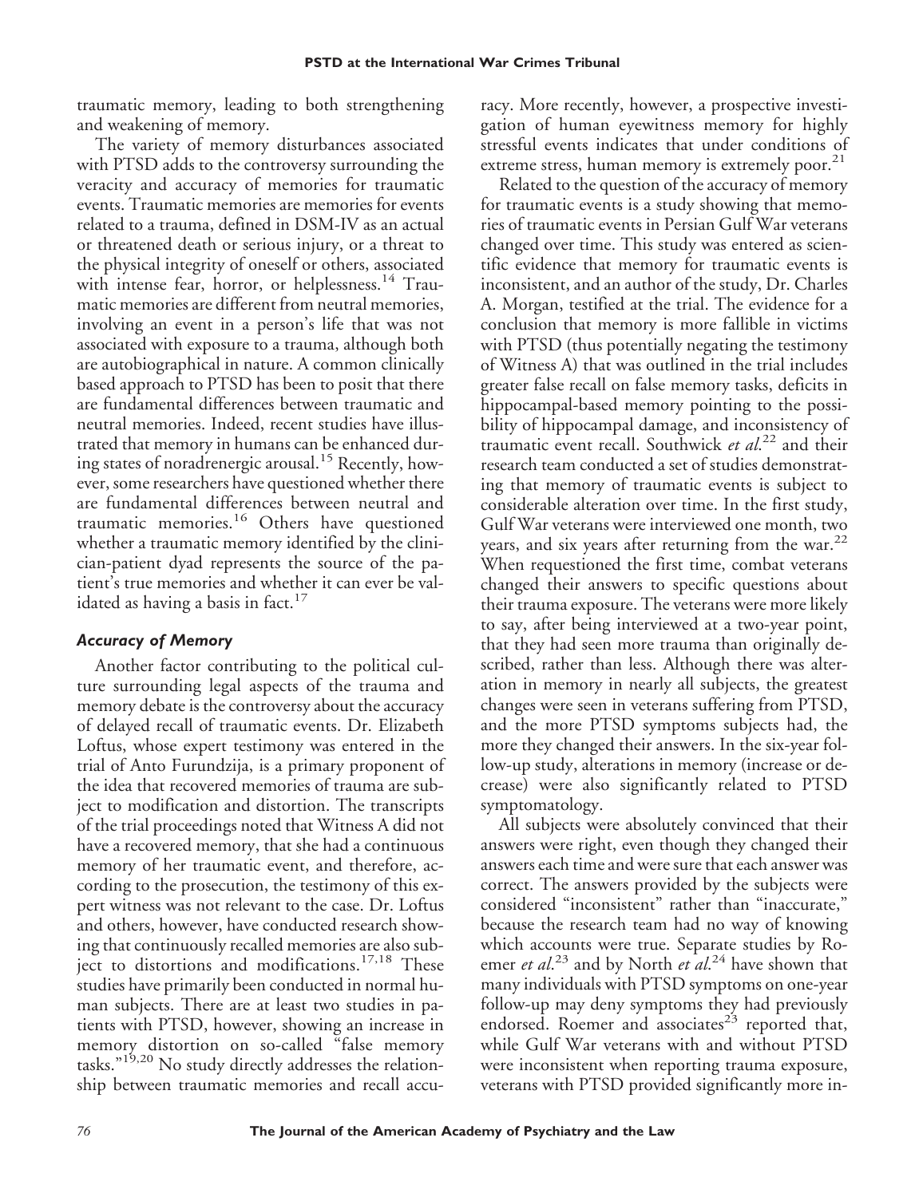traumatic memory, leading to both strengthening and weakening of memory.

The variety of memory disturbances associated with PTSD adds to the controversy surrounding the veracity and accuracy of memories for traumatic events. Traumatic memories are memories for events related to a trauma, defined in DSM-IV as an actual or threatened death or serious injury, or a threat to the physical integrity of oneself or others, associated with intense fear, horror, or helplessness.[14] Traumatic memories are different from neutral memories, involving an event in a person's life that was not associated with exposure to a trauma, although both are autobiographical in nature. A common clinically based approach to PTSD has been to posit that there are fundamental differences between traumatic and neutral memories. Indeed, recent studies have illustrated that memory in humans can be enhanced during states of noradrenergic arousal.[15] Recently, however, some researchers have questioned whether there are fundamental differences between neutral and traumatic memories.[16] Others have questioned whether a traumatic memory identified by the clinician-patient dyad represents the source of the patient's true memories and whether it can ever be validated as having a basis in fact.[17]

### *Accuracy of Memory*

Another factor contributing to the political culture surrounding legal aspects of the trauma and memory debate is the controversy about the accuracy of delayed recall of traumatic events. Dr. Elizabeth Loftus, whose expert testimony was entered in the trial of Anto Furundzija, is a primary proponent of the idea that recovered memories of trauma are subject to modification and distortion. The transcripts of the trial proceedings noted that Witness A did not have a recovered memory, that she had a continuous memory of her traumatic event, and therefore, according to the prosecution, the testimony of this expert witness was not relevant to the case. Dr. Loftus and others, however, have conducted research showing that continuously recalled memories are also subject to distortions and modifications.[17,18] These studies have primarily been conducted in normal human subjects. There are at least two studies in patients with PTSD, however, showing an increase in memory distortion on so-called "false memory tasks."[19,20] No study directly addresses the relationship between traumatic memories and recall accuracy. More recently, however, a prospective investigation of human eyewitness memory for highly stressful events indicates that under conditions of extreme stress, human memory is extremely poor.[21]

Related to the question of the accuracy of memory for traumatic events is a study showing that memories of traumatic events in Persian Gulf War veterans changed over time. This study was entered as scientific evidence that memory for traumatic events is inconsistent, and an author of the study, Dr. Charles A. Morgan, testified at the trial. The evidence for a conclusion that memory is more fallible in victims with PTSD (thus potentially negating the testimony of Witness A) that was outlined in the trial includes greater false recall on false memory tasks, deficits in hippocampal-based memory pointing to the possibility of hippocampal damage, and inconsistency of traumatic event recall. Southwick *et al.*[22] and their research team conducted a set of studies demonstrating that memory of traumatic events is subject to considerable alteration over time. In the first study, Gulf War veterans were interviewed one month, two years, and six years after returning from the war.[22] When requestioned the first time, combat veterans changed their answers to specific questions about their trauma exposure. The veterans were more likely to say, after being interviewed at a two-year point, that they had seen more trauma than originally described, rather than less. Although there was alteration in memory in nearly all subjects, the greatest changes were seen in veterans suffering from PTSD, and the more PTSD symptoms subjects had, the more they changed their answers. In the six-year follow-up study, alterations in memory (increase or decrease) were also significantly related to PTSD symptomatology.

All subjects were absolutely convinced that their answers were right, even though they changed their answers each time and were sure that each answer was correct. The answers provided by the subjects were considered "inconsistent" rather than "inaccurate," because the research team had no way of knowing which accounts were true. Separate studies by Roemer *et al.*[23] and by North *et al.*[24] have shown that many individuals with PTSD symptoms on one-year follow-up may deny symptoms they had previously endorsed. Roemer and associates[23] reported that, while Gulf War veterans with and without PTSD were inconsistent when reporting trauma exposure, veterans with PTSD provided significantly more in-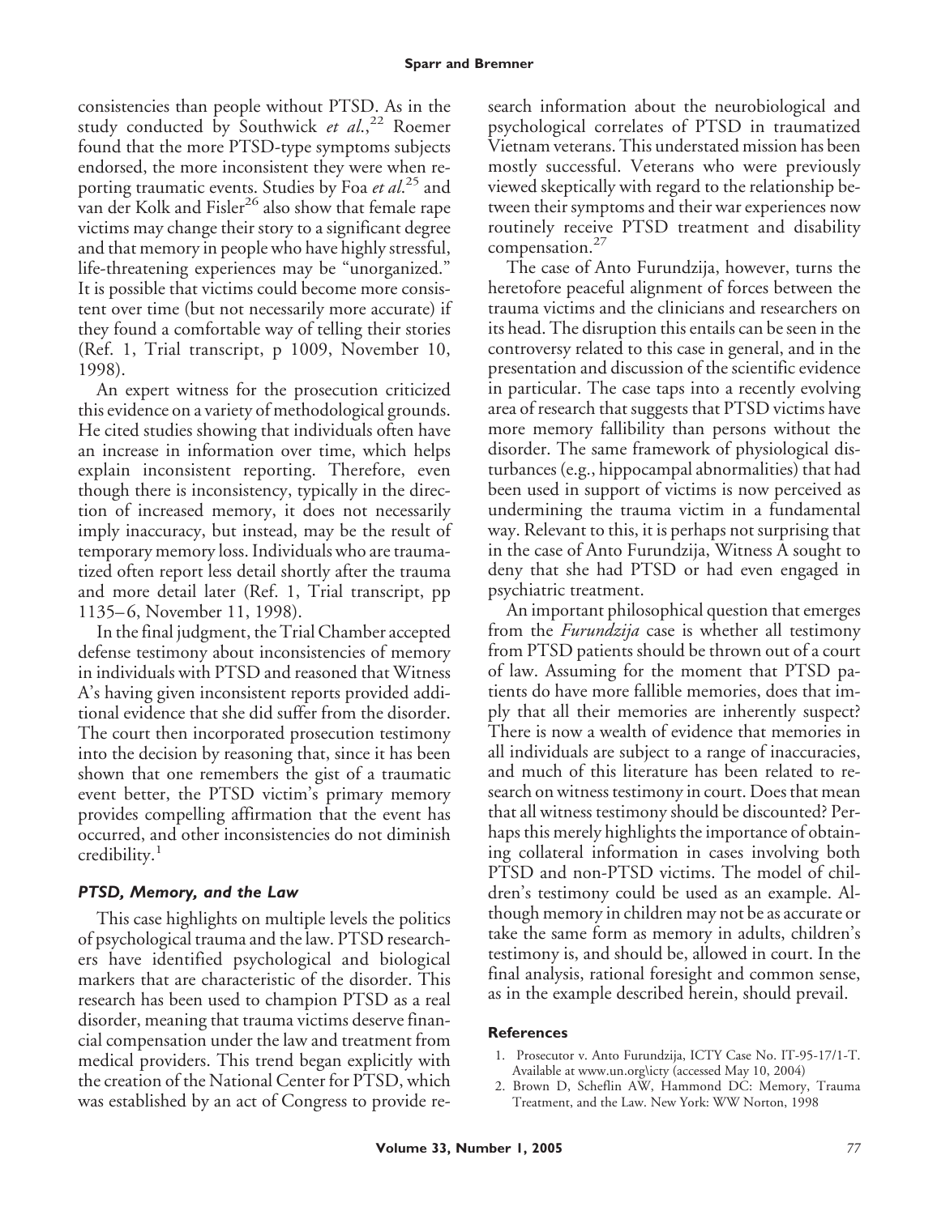consistencies than people without PTSD. As in the study conducted by Southwick *et al*.,[22] Roemer found that the more PTSD-type symptoms subjects endorsed, the more inconsistent they were when reporting traumatic events. Studies by Foa *et al*.[25] and van der Kolk and Fisler[26] also show that female rape victims may change their story to a significant degree and that memory in people who have highly stressful, life-threatening experiences may be "unorganized." It is possible that victims could become more consistent over time (but not necessarily more accurate) if they found a comfortable way of telling their stories (Ref. 1, Trial transcript, p 1009, November 10, 1998).

An expert witness for the prosecution criticized this evidence on a variety of methodological grounds. He cited studies showing that individuals often have an increase in information over time, which helps explain inconsistent reporting. Therefore, even though there is inconsistency, typically in the direction of increased memory, it does not necessarily imply inaccuracy, but instead, may be the result of temporary memory loss. Individuals who are traumatized often report less detail shortly after the trauma and more detail later (Ref. 1, Trial transcript, pp 1135–6, November 11, 1998).

In the final judgment, the Trial Chamber accepted defense testimony about inconsistencies of memory in individuals with PTSD and reasoned that Witness A's having given inconsistent reports provided additional evidence that she did suffer from the disorder. The court then incorporated prosecution testimony into the decision by reasoning that, since it has been shown that one remembers the gist of a traumatic event better, the PTSD victim's primary memory provides compelling affirmation that the event has occurred, and other inconsistencies do not diminish credibility.[1]

### *PTSD, Memory, and the Law*

This case highlights on multiple levels the politics of psychological trauma and the law. PTSD researchers have identified psychological and biological markers that are characteristic of the disorder. This research has been used to champion PTSD as a real disorder, meaning that trauma victims deserve financial compensation under the law and treatment from medical providers. This trend began explicitly with the creation of the National Center for PTSD, which was established by an act of Congress to provide research information about the neurobiological and psychological correlates of PTSD in traumatized Vietnam veterans. This understated mission has been mostly successful. Veterans who were previously viewed skeptically with regard to the relationship between their symptoms and their war experiences now routinely receive PTSD treatment and disability compensation.[27]

The case of Anto Furundzija, however, turns the heretofore peaceful alignment of forces between the trauma victims and the clinicians and researchers on its head. The disruption this entails can be seen in the controversy related to this case in general, and in the presentation and discussion of the scientific evidence in particular. The case taps into a recently evolving area of research that suggests that PTSD victims have more memory fallibility than persons without the disorder. The same framework of physiological disturbances (e.g., hippocampal abnormalities) that had been used in support of victims is now perceived as undermining the trauma victim in a fundamental way. Relevant to this, it is perhaps not surprising that in the case of Anto Furundzija, Witness A sought to deny that she had PTSD or had even engaged in psychiatric treatment.

An important philosophical question that emerges from the *Furundzija* case is whether all testimony from PTSD patients should be thrown out of a court of law. Assuming for the moment that PTSD patients do have more fallible memories, does that imply that all their memories are inherently suspect? There is now a wealth of evidence that memories in all individuals are subject to a range of inaccuracies, and much of this literature has been related to research on witness testimony in court. Does that mean that all witness testimony should be discounted? Perhaps this merely highlights the importance of obtaining collateral information in cases involving both PTSD and non-PTSD victims. The model of children's testimony could be used as an example. Although memory in children may not be as accurate or take the same form as memory in adults, children's testimony is, and should be, allowed in court. In the final analysis, rational foresight and common sense, as in the example described herein, should prevail.

### References

1. Prosecutor v. Anto Furundzija, ICTY Case No. IT-95-17/1-T. Available at www.un.org\icty (accessed May 10, 2004)
2. Brown D, Scheflin AW, Hammond DC: Memory, Trauma Treatment, and the Law. New York: WW Norton, 1998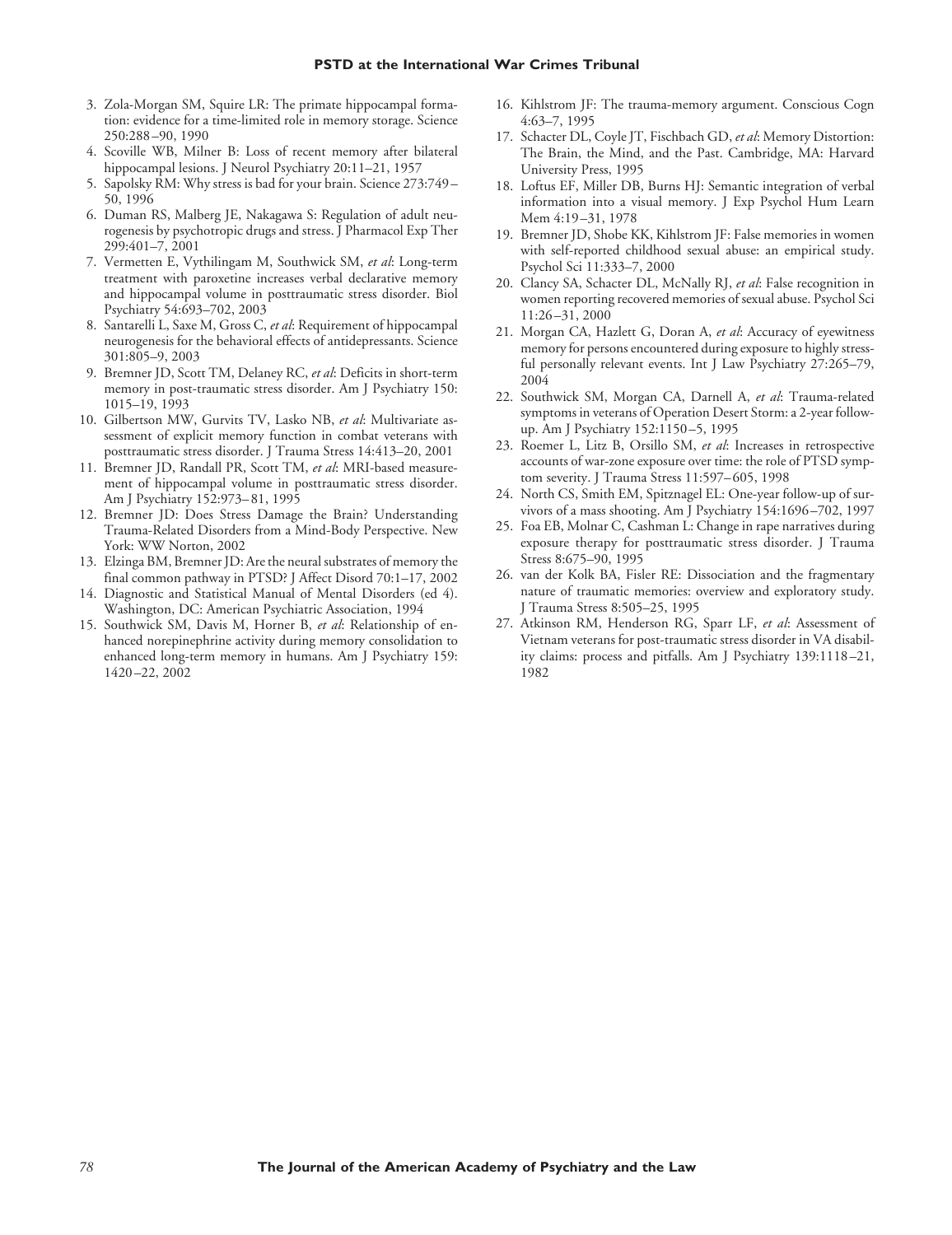3. Zola-Morgan SM, Squire LR: The primate hippocampal formation: evidence for a time-limited role in memory storage. Science 250:288–90, 1990
4. Scoville WB, Milner B: Loss of recent memory after bilateral hippocampal lesions. J Neurol Psychiatry 20:11–21, 1957
5. Sapolsky RM: Why stress is bad for your brain. Science 273:749–50, 1996
6. Duman RS, Malberg JE, Nakagawa S: Regulation of adult neurogenesis by psychotropic drugs and stress. J Pharmacol Exp Ther 299:401–7, 2001
7. Vermetten E, Vythilingam M, Southwick SM, *et al*: Long-term treatment with paroxetine increases verbal declarative memory and hippocampal volume in posttraumatic stress disorder. Biol Psychiatry 54:693–702, 2003
8. Santarelli L, Saxe M, Gross C, *et al*: Requirement of hippocampal neurogenesis for the behavioral effects of antidepressants. Science 301:805–9, 2003
9. Bremner JD, Scott TM, Delaney RC, *et al*: Deficits in short-term memory in post-traumatic stress disorder. Am J Psychiatry 150: 1015–19, 1993
10. Gilbertson MW, Gurvits TV, Lasko NB, *et al*: Multivariate assessment of explicit memory function in combat veterans with posttraumatic stress disorder. J Trauma Stress 14:413–20, 2001
11. Bremner JD, Randall PR, Scott TM, *et al*: MRI-based measurement of hippocampal volume in posttraumatic stress disorder. Am J Psychiatry 152:973–81, 1995
12. Bremner JD: Does Stress Damage the Brain? Understanding Trauma-Related Disorders from a Mind-Body Perspective. New York: WW Norton, 2002
13. Elzinga BM, Bremner JD: Are the neural substrates of memory the final common pathway in PTSD? J Affect Disord 70:1–17, 2002
14. Diagnostic and Statistical Manual of Mental Disorders (ed 4). Washington, DC: American Psychiatric Association, 1994
15. Southwick SM, Davis M, Horner B, *et al*: Relationship of enhanced norepinephrine activity during memory consolidation to enhanced long-term memory in humans. Am J Psychiatry 159: 1420–22, 2002
16. Kihlstrom JF: The trauma-memory argument. Conscious Cogn 4:63–7, 1995
17. Schacter DL, Coyle JT, Fischbach GD, *et al*: Memory Distortion: The Brain, the Mind, and the Past. Cambridge, MA: Harvard University Press, 1995
18. Loftus EF, Miller DB, Burns HJ: Semantic integration of verbal information into a visual memory. J Exp Psychol Hum Learn Mem 4:19–31, 1978
19. Bremner JD, Shobe KK, Kihlstrom JF: False memories in women with self-reported childhood sexual abuse: an empirical study. Psychol Sci 11:333–7, 2000
20. Clancy SA, Schacter DL, McNally RJ, *et al*: False recognition in women reporting recovered memories of sexual abuse. Psychol Sci 11:26–31, 2000
21. Morgan CA, Hazlett G, Doran A, *et al*: Accuracy of eyewitness memory for persons encountered during exposure to highly stressful personally relevant events. Int J Law Psychiatry 27:265–79, 2004
22. Southwick SM, Morgan CA, Darnell A, *et al*: Trauma-related symptoms in veterans of Operation Desert Storm: a 2-year follow-up. Am J Psychiatry 152:1150–5, 1995
23. Roemer L, Litz B, Orsillo SM, *et al*: Increases in retrospective accounts of war-zone exposure over time: the role of PTSD symptom severity. J Trauma Stress 11:597–605, 1998
24. North CS, Smith EM, Spitznagel EL: One-year follow-up of survivors of a mass shooting. Am J Psychiatry 154:1696–702, 1997
25. Foa EB, Molnar C, Cashman L: Change in rape narratives during exposure therapy for posttraumatic stress disorder. J Trauma Stress 8:675–90, 1995
26. van der Kolk BA, Fisler RE: Dissociation and the fragmentary nature of traumatic memories: overview and exploratory study. J Trauma Stress 8:505–25, 1995
27. Atkinson RM, Henderson RG, Sparr LF, *et al*: Assessment of Vietnam veterans for post-traumatic stress disorder in VA disability claims: process and pitfalls. Am J Psychiatry 139:1118–21, 1982